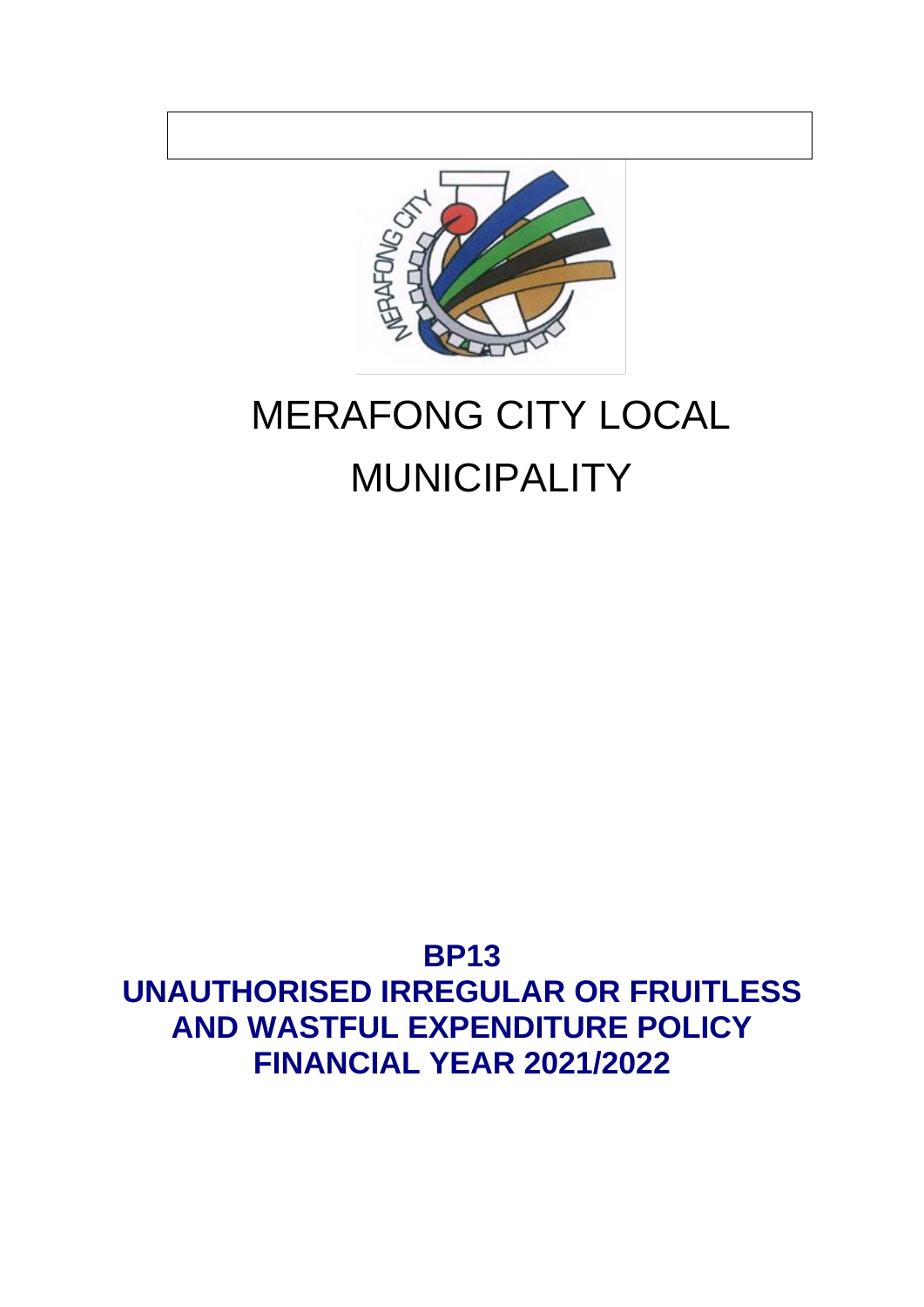# MERAFONG CITY LOCAL MUNICIPALITY

**BP13**

**UNAUTHORISED IRREGULAR OR FRUITLESS AND WASTFUL EXPENDITURE POLICY**

**FINANCIAL YEAR 2021/2022**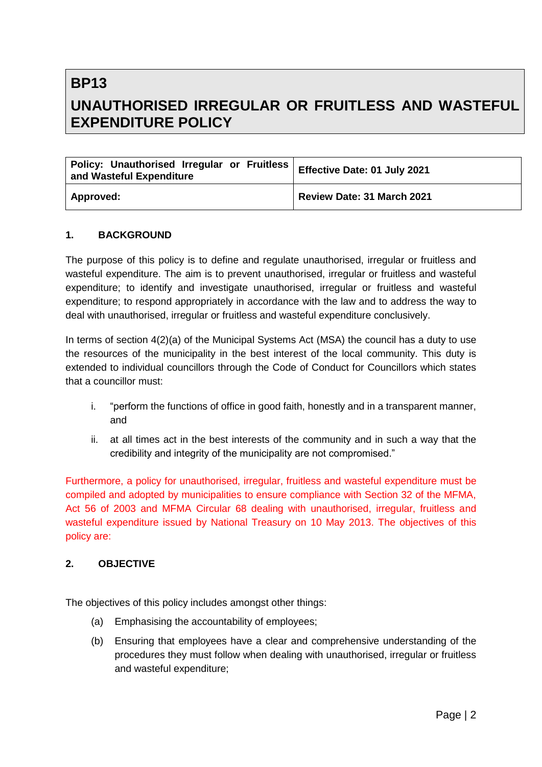# BP13

# UNAUTHORISED IRREGULAR OR FRUITLESS AND WASTEFUL EXPENDITURE POLICY

| **Policy: Unauthorised Irregular or Fruitless and Wasteful Expenditure** | **Effective Date: 01 July 2021** |
|---|---|
| **Approved:** | **Review Date: 31 March 2021** |

## 1. BACKGROUND

The purpose of this policy is to define and regulate unauthorised, irregular or fruitless and wasteful expenditure. The aim is to prevent unauthorised, irregular or fruitless and wasteful expenditure; to identify and investigate unauthorised, irregular or fruitless and wasteful expenditure; to respond appropriately in accordance with the law and to address the way to deal with unauthorised, irregular or fruitless and wasteful expenditure conclusively.

In terms of section 4(2)(a) of the Municipal Systems Act (MSA) the council has a duty to use the resources of the municipality in the best interest of the local community. This duty is extended to individual councillors through the Code of Conduct for Councillors which states that a councillor must:

i. "perform the functions of office in good faith, honestly and in a transparent manner, and

ii. at all times act in the best interests of the community and in such a way that the credibility and integrity of the municipality are not compromised."

Furthermore, a policy for unauthorised, irregular, fruitless and wasteful expenditure must be compiled and adopted by municipalities to ensure compliance with Section 32 of the MFMA, Act 56 of 2003 and MFMA Circular 68 dealing with unauthorised, irregular, fruitless and wasteful expenditure issued by National Treasury on 10 May 2013. The objectives of this policy are:

## 2. OBJECTIVE

The objectives of this policy includes amongst other things:

(a) Emphasising the accountability of employees;

(b) Ensuring that employees have a clear and comprehensive understanding of the procedures they must follow when dealing with unauthorised, irregular or fruitless and wasteful expenditure;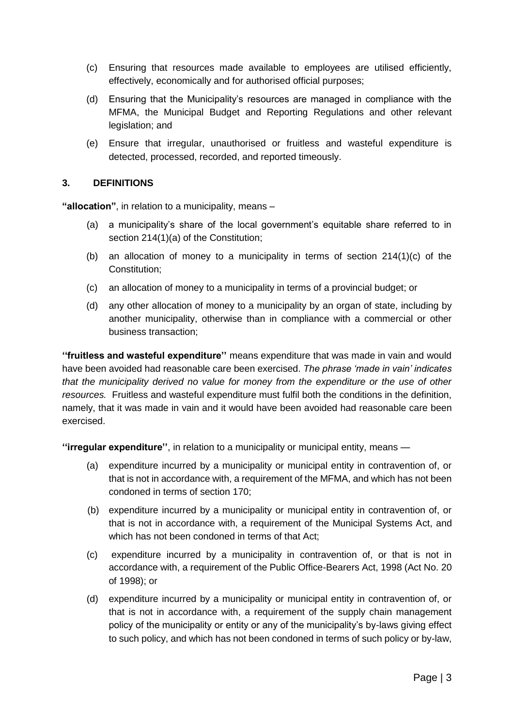(c) Ensuring that resources made available to employees are utilised efficiently, effectively, economically and for authorised official purposes;

(d) Ensuring that the Municipality's resources are managed in compliance with the MFMA, the Municipal Budget and Reporting Regulations and other relevant legislation; and

(e) Ensure that irregular, unauthorised or fruitless and wasteful expenditure is detected, processed, recorded, and reported timeously.

### 3. DEFINITIONS

**"allocation"**, in relation to a municipality, means –

(a) a municipality's share of the local government's equitable share referred to in section 214(1)(a) of the Constitution;

(b) an allocation of money to a municipality in terms of section 214(1)(c) of the Constitution;

(c) an allocation of money to a municipality in terms of a provincial budget; or

(d) any other allocation of money to a municipality by an organ of state, including by another municipality, otherwise than in compliance with a commercial or other business transaction;

**''fruitless and wasteful expenditure''** means expenditure that was made in vain and would have been avoided had reasonable care been exercised. *The phrase 'made in vain' indicates that the municipality derived no value for money from the expenditure or the use of other resources.* Fruitless and wasteful expenditure must fulfil both the conditions in the definition, namely, that it was made in vain and it would have been avoided had reasonable care been exercised.

**''irregular expenditure''**, in relation to a municipality or municipal entity, means —

(a) expenditure incurred by a municipality or municipal entity in contravention of, or that is not in accordance with, a requirement of the MFMA, and which has not been condoned in terms of section 170;

(b) expenditure incurred by a municipality or municipal entity in contravention of, or that is not in accordance with, a requirement of the Municipal Systems Act, and which has not been condoned in terms of that Act;

(c) expenditure incurred by a municipality in contravention of, or that is not in accordance with, a requirement of the Public Office-Bearers Act, 1998 (Act No. 20 of 1998); or

(d) expenditure incurred by a municipality or municipal entity in contravention of, or that is not in accordance with, a requirement of the supply chain management policy of the municipality or entity or any of the municipality's by-laws giving effect to such policy, and which has not been condoned in terms of such policy or by-law,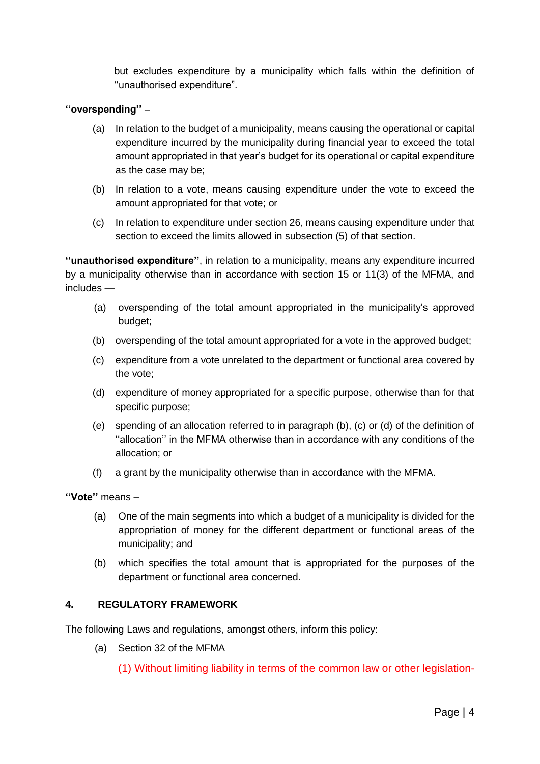but excludes expenditure by a municipality which falls within the definition of ''unauthorised expenditure''.

**''overspending''** –

(a) In relation to the budget of a municipality, means causing the operational or capital expenditure incurred by the municipality during financial year to exceed the total amount appropriated in that year's budget for its operational or capital expenditure as the case may be;

(b) In relation to a vote, means causing expenditure under the vote to exceed the amount appropriated for that vote; or

(c) In relation to expenditure under section 26, means causing expenditure under that section to exceed the limits allowed in subsection (5) of that section.

**''unauthorised expenditure''**, in relation to a municipality, means any expenditure incurred by a municipality otherwise than in accordance with section 15 or 11(3) of the MFMA, and includes —

(a) overspending of the total amount appropriated in the municipality's approved budget;

(b) overspending of the total amount appropriated for a vote in the approved budget;

(c) expenditure from a vote unrelated to the department or functional area covered by the vote;

(d) expenditure of money appropriated for a specific purpose, otherwise than for that specific purpose;

(e) spending of an allocation referred to in paragraph (b), (c) or (d) of the definition of ''allocation'' in the MFMA otherwise than in accordance with any conditions of the allocation; or

(f) a grant by the municipality otherwise than in accordance with the MFMA.

**''Vote''** means –

(a) One of the main segments into which a budget of a municipality is divided for the appropriation of money for the different department or functional areas of the municipality; and

(b) which specifies the total amount that is appropriated for the purposes of the department or functional area concerned.

## 4. REGULATORY FRAMEWORK

The following Laws and regulations, amongst others, inform this policy:

(a) Section 32 of the MFMA

(1) Without limiting liability in terms of the common law or other legislation-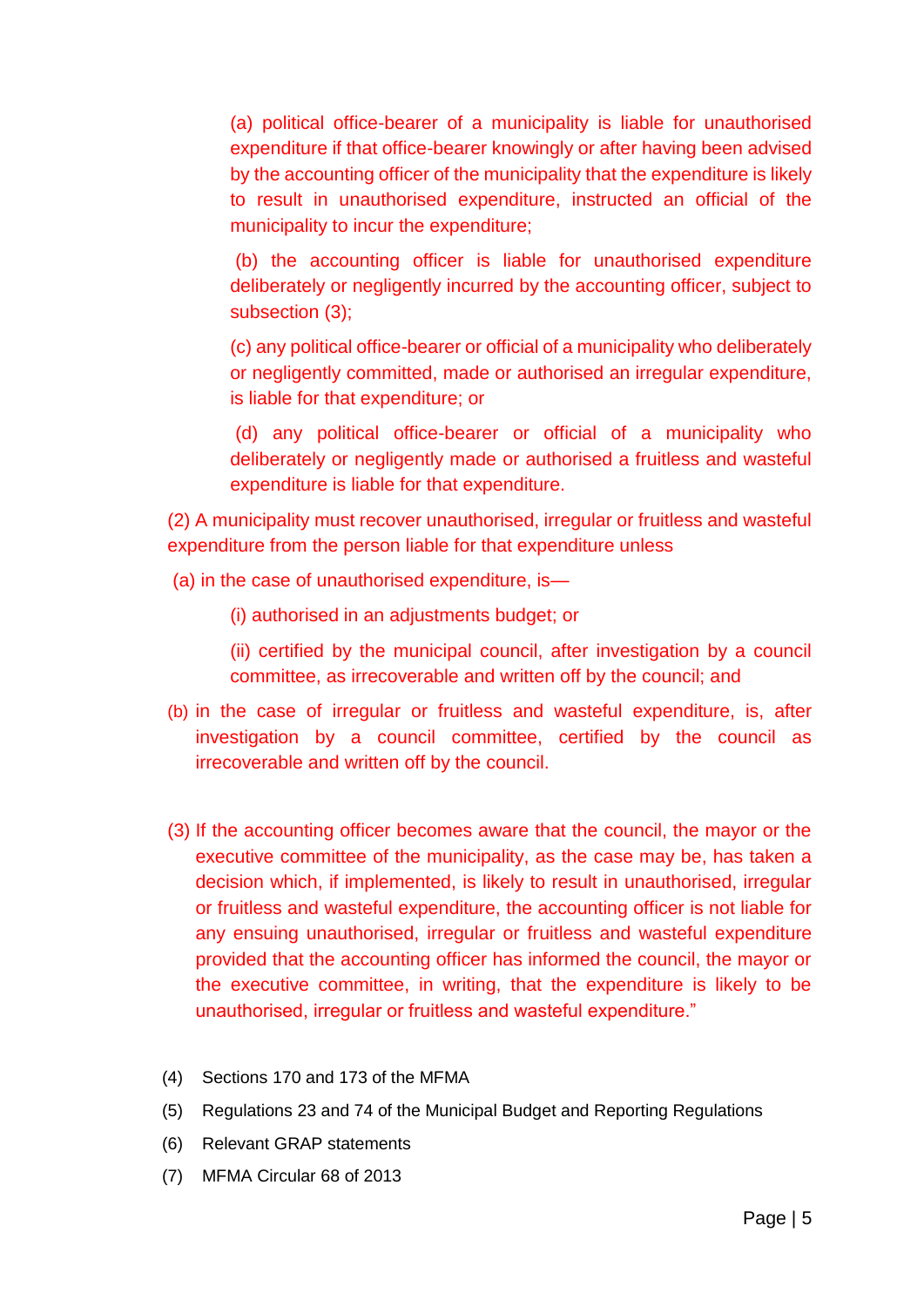(a) political office-bearer of a municipality is liable for unauthorised expenditure if that office-bearer knowingly or after having been advised by the accounting officer of the municipality that the expenditure is likely to result in unauthorised expenditure, instructed an official of the municipality to incur the expenditure;

(b) the accounting officer is liable for unauthorised expenditure deliberately or negligently incurred by the accounting officer, subject to subsection (3);

(c) any political office-bearer or official of a municipality who deliberately or negligently committed, made or authorised an irregular expenditure, is liable for that expenditure; or

(d) any political office-bearer or official of a municipality who deliberately or negligently made or authorised a fruitless and wasteful expenditure is liable for that expenditure.

(2) A municipality must recover unauthorised, irregular or fruitless and wasteful expenditure from the person liable for that expenditure unless

(a) in the case of unauthorised expenditure, is—

(i) authorised in an adjustments budget; or

(ii) certified by the municipal council, after investigation by a council committee, as irrecoverable and written off by the council; and

(b) in the case of irregular or fruitless and wasteful expenditure, is, after investigation by a council committee, certified by the council as irrecoverable and written off by the council.

(3) If the accounting officer becomes aware that the council, the mayor or the executive committee of the municipality, as the case may be, has taken a decision which, if implemented, is likely to result in unauthorised, irregular or fruitless and wasteful expenditure, the accounting officer is not liable for any ensuing unauthorised, irregular or fruitless and wasteful expenditure provided that the accounting officer has informed the council, the mayor or the executive committee, in writing, that the expenditure is likely to be unauthorised, irregular or fruitless and wasteful expenditure."

(4) Sections 170 and 173 of the MFMA

(5) Regulations 23 and 74 of the Municipal Budget and Reporting Regulations

(6) Relevant GRAP statements

(7) MFMA Circular 68 of 2013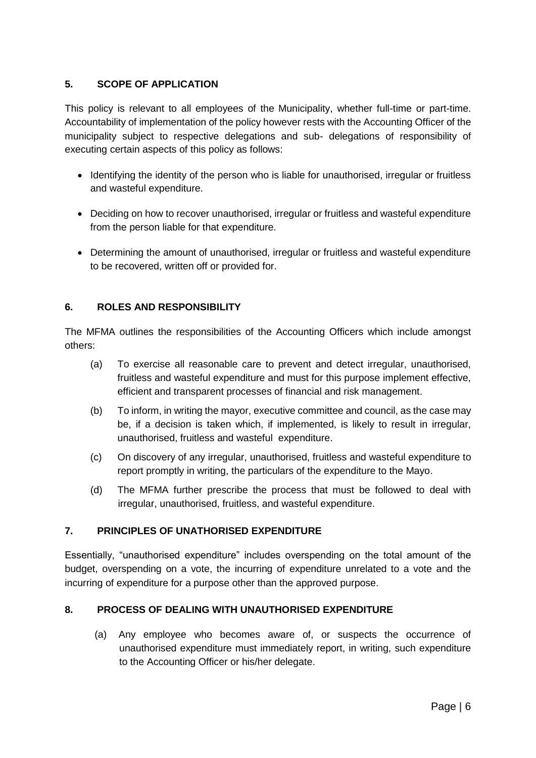## 5. SCOPE OF APPLICATION

This policy is relevant to all employees of the Municipality, whether full-time or part-time. Accountability of implementation of the policy however rests with the Accounting Officer of the municipality subject to respective delegations and sub- delegations of responsibility of executing certain aspects of this policy as follows:

- Identifying the identity of the person who is liable for unauthorised, irregular or fruitless and wasteful expenditure.
- Deciding on how to recover unauthorised, irregular or fruitless and wasteful expenditure from the person liable for that expenditure.
- Determining the amount of unauthorised, irregular or fruitless and wasteful expenditure to be recovered, written off or provided for.

## 6. ROLES AND RESPONSIBILITY

The MFMA outlines the responsibilities of the Accounting Officers which include amongst others:

(a) To exercise all reasonable care to prevent and detect irregular, unauthorised, fruitless and wasteful expenditure and must for this purpose implement effective, efficient and transparent processes of financial and risk management.

(b) To inform, in writing the mayor, executive committee and council, as the case may be, if a decision is taken which, if implemented, is likely to result in irregular, unauthorised, fruitless and wasteful expenditure.

(c) On discovery of any irregular, unauthorised, fruitless and wasteful expenditure to report promptly in writing, the particulars of the expenditure to the Mayo.

(d) The MFMA further prescribe the process that must be followed to deal with irregular, unauthorised, fruitless, and wasteful expenditure.

## 7. PRINCIPLES OF UNATHORISED EXPENDITURE

Essentially, "unauthorised expenditure" includes overspending on the total amount of the budget, overspending on a vote, the incurring of expenditure unrelated to a vote and the incurring of expenditure for a purpose other than the approved purpose.

## 8. PROCESS OF DEALING WITH UNAUTHORISED EXPENDITURE

(a) Any employee who becomes aware of, or suspects the occurrence of unauthorised expenditure must immediately report, in writing, such expenditure to the Accounting Officer or his/her delegate.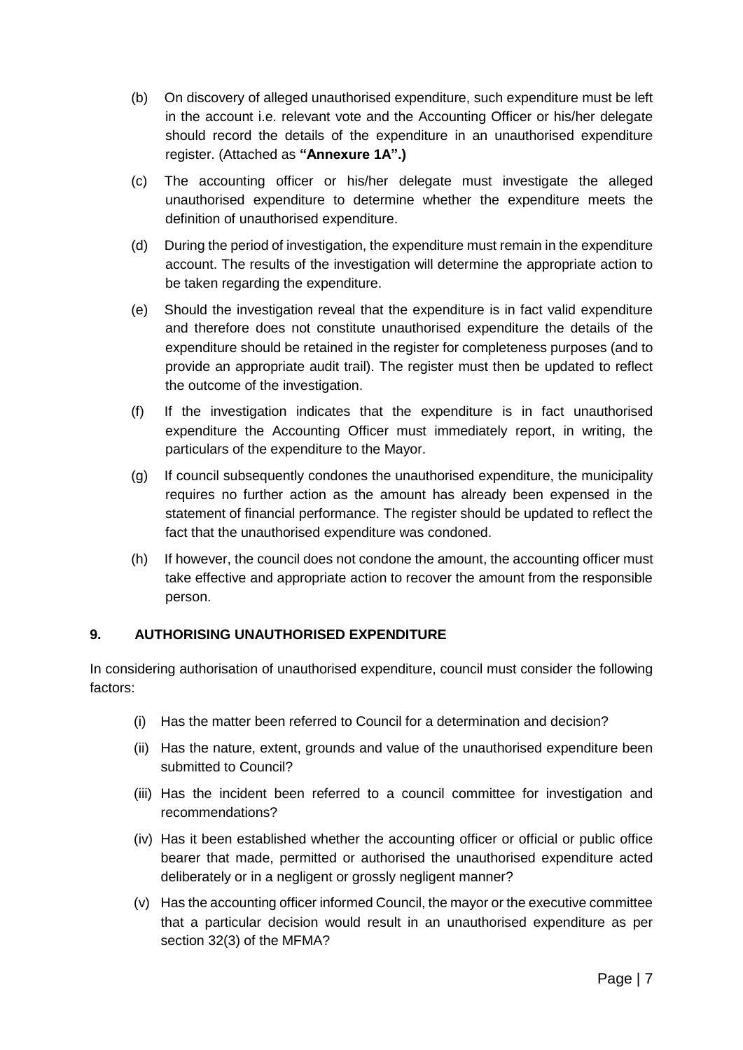(b) On discovery of alleged unauthorised expenditure, such expenditure must be left in the account i.e. relevant vote and the Accounting Officer or his/her delegate should record the details of the expenditure in an unauthorised expenditure register. (Attached as **"Annexure 1A".)**

(c) The accounting officer or his/her delegate must investigate the alleged unauthorised expenditure to determine whether the expenditure meets the definition of unauthorised expenditure.

(d) During the period of investigation, the expenditure must remain in the expenditure account. The results of the investigation will determine the appropriate action to be taken regarding the expenditure.

(e) Should the investigation reveal that the expenditure is in fact valid expenditure and therefore does not constitute unauthorised expenditure the details of the expenditure should be retained in the register for completeness purposes (and to provide an appropriate audit trail). The register must then be updated to reflect the outcome of the investigation.

(f) If the investigation indicates that the expenditure is in fact unauthorised expenditure the Accounting Officer must immediately report, in writing, the particulars of the expenditure to the Mayor.

(g) If council subsequently condones the unauthorised expenditure, the municipality requires no further action as the amount has already been expensed in the statement of financial performance. The register should be updated to reflect the fact that the unauthorised expenditure was condoned.

(h) If however, the council does not condone the amount, the accounting officer must take effective and appropriate action to recover the amount from the responsible person.

## 9. AUTHORISING UNAUTHORISED EXPENDITURE

In considering authorisation of unauthorised expenditure, council must consider the following factors:

(i) Has the matter been referred to Council for a determination and decision?

(ii) Has the nature, extent, grounds and value of the unauthorised expenditure been submitted to Council?

(iii) Has the incident been referred to a council committee for investigation and recommendations?

(iv) Has it been established whether the accounting officer or official or public office bearer that made, permitted or authorised the unauthorised expenditure acted deliberately or in a negligent or grossly negligent manner?

(v) Has the accounting officer informed Council, the mayor or the executive committee that a particular decision would result in an unauthorised expenditure as per section 32(3) of the MFMA?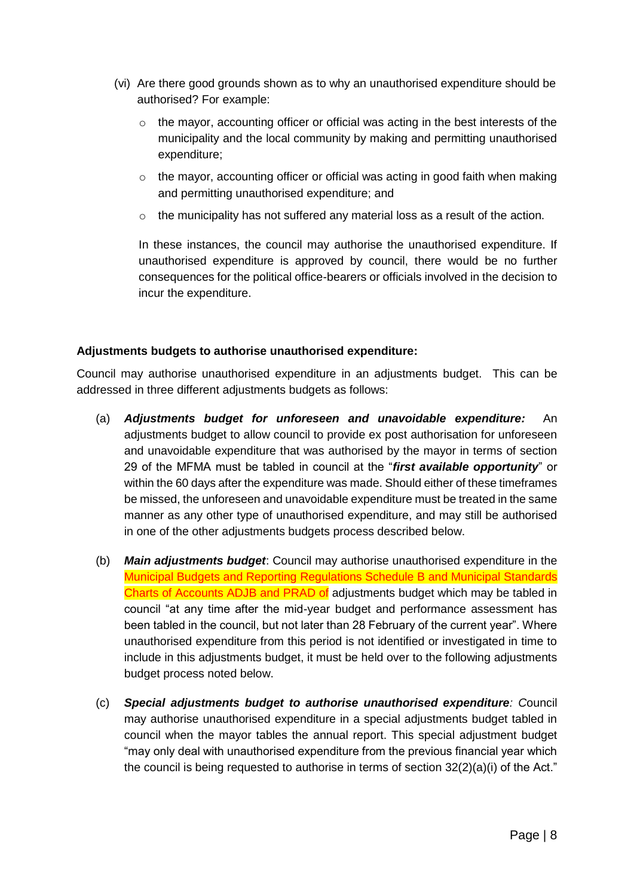(vi) Are there good grounds shown as to why an unauthorised expenditure should be authorised? For example:

- the mayor, accounting officer or official was acting in the best interests of the municipality and the local community by making and permitting unauthorised expenditure;
- the mayor, accounting officer or official was acting in good faith when making and permitting unauthorised expenditure; and
- the municipality has not suffered any material loss as a result of the action.

In these instances, the council may authorise the unauthorised expenditure. If unauthorised expenditure is approved by council, there would be no further consequences for the political office-bearers or officials involved in the decision to incur the expenditure.

**Adjustments budgets to authorise unauthorised expenditure:**

Council may authorise unauthorised expenditure in an adjustments budget. This can be addressed in three different adjustments budgets as follows:

(a) ***Adjustments budget for unforeseen and unavoidable expenditure:*** An adjustments budget to allow council to provide ex post authorisation for unforeseen and unavoidable expenditure that was authorised by the mayor in terms of section 29 of the MFMA must be tabled in council at the "***first available opportunity***" or within the 60 days after the expenditure was made. Should either of these timeframes be missed, the unforeseen and unavoidable expenditure must be treated in the same manner as any other type of unauthorised expenditure, and may still be authorised in one of the other adjustments budgets process described below.

(b) ***Main adjustments budget***: Council may authorise unauthorised expenditure in the Municipal Budgets and Reporting Regulations Schedule B and Municipal Standards Charts of Accounts ADJB and PRAD of adjustments budget which may be tabled in council "at any time after the mid-year budget and performance assessment has been tabled in the council, but not later than 28 February of the current year". Where unauthorised expenditure from this period is not identified or investigated in time to include in this adjustments budget, it must be held over to the following adjustments budget process noted below.

(c) ***Special adjustments budget to authorise unauthorised expenditure**: C*ouncil may authorise unauthorised expenditure in a special adjustments budget tabled in council when the mayor tables the annual report. This special adjustment budget "may only deal with unauthorised expenditure from the previous financial year which the council is being requested to authorise in terms of section 32(2)(a)(i) of the Act."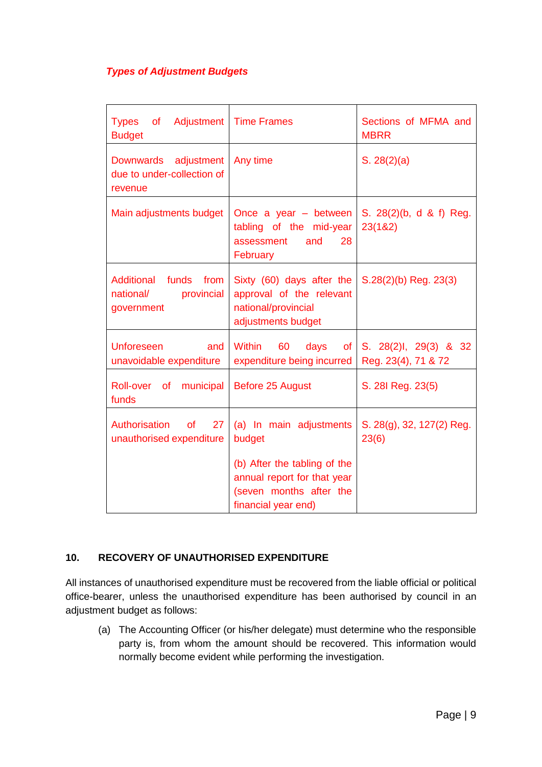***Types of Adjustment Budgets***

| Types of Adjustment Budget | Time Frames | Sections of MFMA and MBRR |
|---|---|---|
| Downwards adjustment due to under-collection of revenue | Any time | S. 28(2)(a) |
| Main adjustments budget | Once a year – between tabling of the mid-year assessment and 28 February | S. 28(2)(b, d & f) Reg. 23(1&2) |
| Additional funds from national/ provincial government | Sixty (60) days after the approval of the relevant national/provincial adjustments budget | S.28(2)(b) Reg. 23(3) |
| Unforeseen and unavoidable expenditure | Within 60 days of expenditure being incurred | S. 28(2)I, 29(3) & 32 Reg. 23(4), 71 & 72 |
| Roll-over of municipal funds | Before 25 August | S. 28I Reg. 23(5) |
| Authorisation of 27 unauthorised expenditure | (a) In main adjustments budget<br><br>(b) After the tabling of the annual report for that year (seven months after the financial year end) | S. 28(g), 32, 127(2) Reg. 23(6) |

**10. RECOVERY OF UNAUTHORISED EXPENDITURE**

All instances of unauthorised expenditure must be recovered from the liable official or political office-bearer, unless the unauthorised expenditure has been authorised by council in an adjustment budget as follows:

(a) The Accounting Officer (or his/her delegate) must determine who the responsible party is, from whom the amount should be recovered. This information would normally become evident while performing the investigation.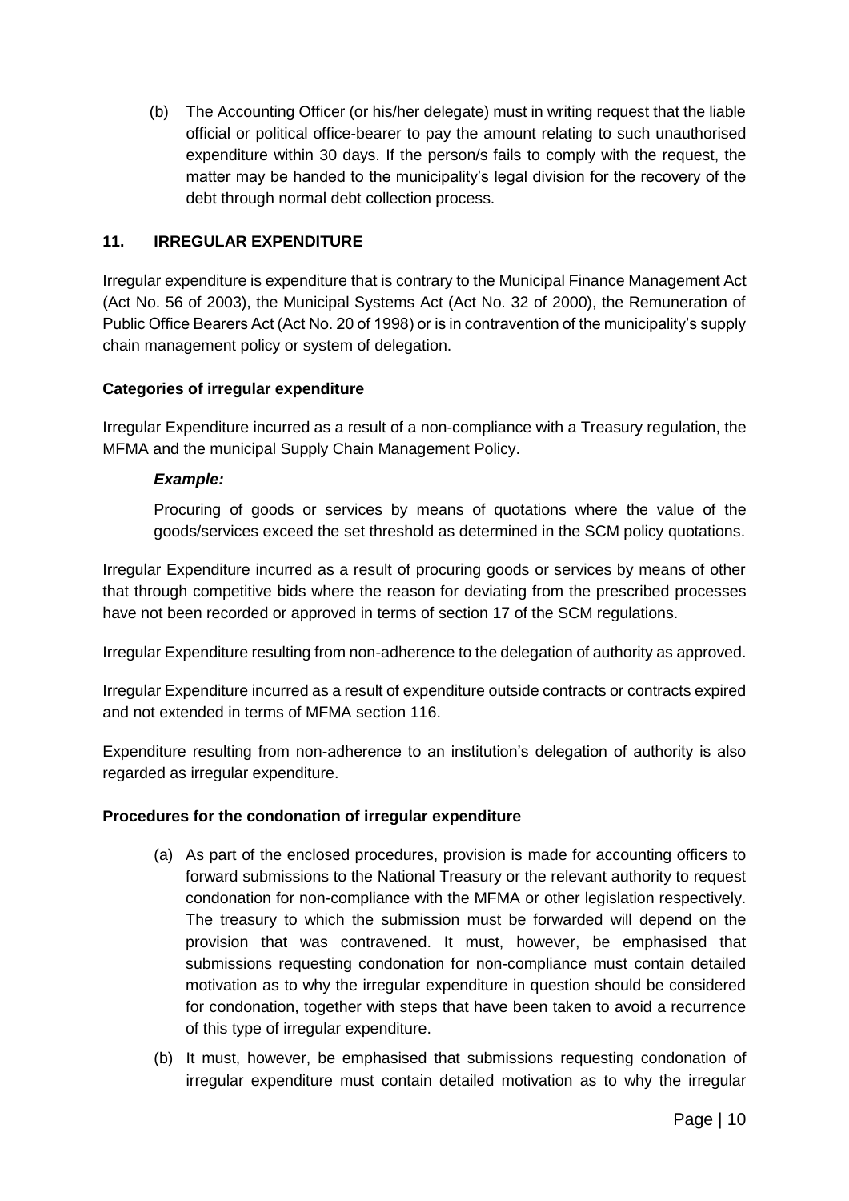(b) The Accounting Officer (or his/her delegate) must in writing request that the liable official or political office-bearer to pay the amount relating to such unauthorised expenditure within 30 days. If the person/s fails to comply with the request, the matter may be handed to the municipality's legal division for the recovery of the debt through normal debt collection process.

## 11. IRREGULAR EXPENDITURE

Irregular expenditure is expenditure that is contrary to the Municipal Finance Management Act (Act No. 56 of 2003), the Municipal Systems Act (Act No. 32 of 2000), the Remuneration of Public Office Bearers Act (Act No. 20 of 1998) or is in contravention of the municipality's supply chain management policy or system of delegation.

### Categories of irregular expenditure

Irregular Expenditure incurred as a result of a non-compliance with a Treasury regulation, the MFMA and the municipal Supply Chain Management Policy.

***Example:***

Procuring of goods or services by means of quotations where the value of the goods/services exceed the set threshold as determined in the SCM policy quotations.

Irregular Expenditure incurred as a result of procuring goods or services by means of other that through competitive bids where the reason for deviating from the prescribed processes have not been recorded or approved in terms of section 17 of the SCM regulations.

Irregular Expenditure resulting from non-adherence to the delegation of authority as approved.

Irregular Expenditure incurred as a result of expenditure outside contracts or contracts expired and not extended in terms of MFMA section 116.

Expenditure resulting from non-adherence to an institution's delegation of authority is also regarded as irregular expenditure.

### Procedures for the condonation of irregular expenditure

(a) As part of the enclosed procedures, provision is made for accounting officers to forward submissions to the National Treasury or the relevant authority to request condonation for non-compliance with the MFMA or other legislation respectively. The treasury to which the submission must be forwarded will depend on the provision that was contravened. It must, however, be emphasised that submissions requesting condonation for non-compliance must contain detailed motivation as to why the irregular expenditure in question should be considered for condonation, together with steps that have been taken to avoid a recurrence of this type of irregular expenditure.

(b) It must, however, be emphasised that submissions requesting condonation of irregular expenditure must contain detailed motivation as to why the irregular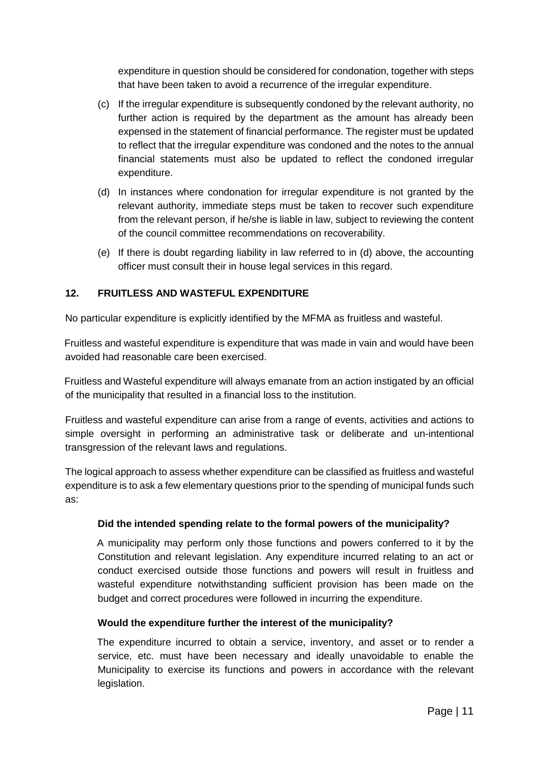expenditure in question should be considered for condonation, together with steps that have been taken to avoid a recurrence of the irregular expenditure.

(c) If the irregular expenditure is subsequently condoned by the relevant authority, no further action is required by the department as the amount has already been expensed in the statement of financial performance. The register must be updated to reflect that the irregular expenditure was condoned and the notes to the annual financial statements must also be updated to reflect the condoned irregular expenditure.

(d) In instances where condonation for irregular expenditure is not granted by the relevant authority, immediate steps must be taken to recover such expenditure from the relevant person, if he/she is liable in law, subject to reviewing the content of the council committee recommendations on recoverability.

(e) If there is doubt regarding liability in law referred to in (d) above, the accounting officer must consult their in house legal services in this regard.

## 12. FRUITLESS AND WASTEFUL EXPENDITURE

No particular expenditure is explicitly identified by the MFMA as fruitless and wasteful.

Fruitless and wasteful expenditure is expenditure that was made in vain and would have been avoided had reasonable care been exercised.

Fruitless and Wasteful expenditure will always emanate from an action instigated by an official of the municipality that resulted in a financial loss to the institution.

Fruitless and wasteful expenditure can arise from a range of events, activities and actions to simple oversight in performing an administrative task or deliberate and un-intentional transgression of the relevant laws and regulations.

The logical approach to assess whether expenditure can be classified as fruitless and wasteful expenditure is to ask a few elementary questions prior to the spending of municipal funds such as:

**Did the intended spending relate to the formal powers of the municipality?**

A municipality may perform only those functions and powers conferred to it by the Constitution and relevant legislation. Any expenditure incurred relating to an act or conduct exercised outside those functions and powers will result in fruitless and wasteful expenditure notwithstanding sufficient provision has been made on the budget and correct procedures were followed in incurring the expenditure.

**Would the expenditure further the interest of the municipality?**

The expenditure incurred to obtain a service, inventory, and asset or to render a service, etc. must have been necessary and ideally unavoidable to enable the Municipality to exercise its functions and powers in accordance with the relevant legislation.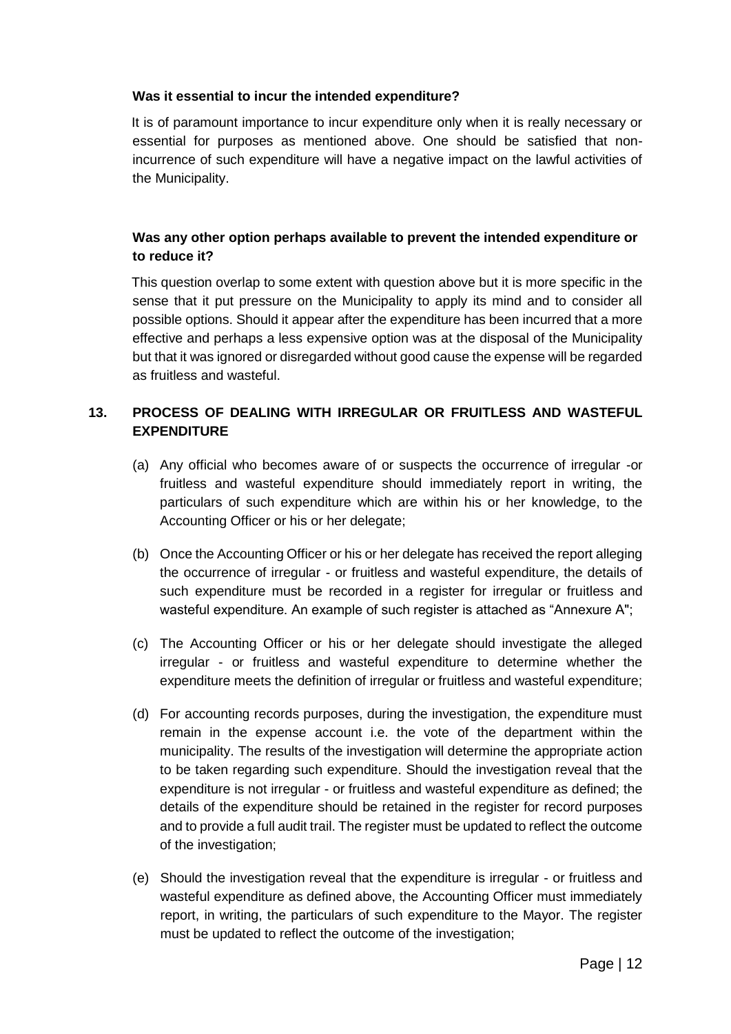**Was it essential to incur the intended expenditure?**

It is of paramount importance to incur expenditure only when it is really necessary or essential for purposes as mentioned above. One should be satisfied that non-incurrence of such expenditure will have a negative impact on the lawful activities of the Municipality.

**Was any other option perhaps available to prevent the intended expenditure or to reduce it?**

This question overlap to some extent with question above but it is more specific in the sense that it put pressure on the Municipality to apply its mind and to consider all possible options. Should it appear after the expenditure has been incurred that a more effective and perhaps a less expensive option was at the disposal of the Municipality but that it was ignored or disregarded without good cause the expense will be regarded as fruitless and wasteful.

## 13. PROCESS OF DEALING WITH IRREGULAR OR FRUITLESS AND WASTEFUL EXPENDITURE

(a) Any official who becomes aware of or suspects the occurrence of irregular -or fruitless and wasteful expenditure should immediately report in writing, the particulars of such expenditure which are within his or her knowledge, to the Accounting Officer or his or her delegate;

(b) Once the Accounting Officer or his or her delegate has received the report alleging the occurrence of irregular - or fruitless and wasteful expenditure, the details of such expenditure must be recorded in a register for irregular or fruitless and wasteful expenditure. An example of such register is attached as "Annexure A";

(c) The Accounting Officer or his or her delegate should investigate the alleged irregular - or fruitless and wasteful expenditure to determine whether the expenditure meets the definition of irregular or fruitless and wasteful expenditure;

(d) For accounting records purposes, during the investigation, the expenditure must remain in the expense account i.e. the vote of the department within the municipality. The results of the investigation will determine the appropriate action to be taken regarding such expenditure. Should the investigation reveal that the expenditure is not irregular - or fruitless and wasteful expenditure as defined; the details of the expenditure should be retained in the register for record purposes and to provide a full audit trail. The register must be updated to reflect the outcome of the investigation;

(e) Should the investigation reveal that the expenditure is irregular - or fruitless and wasteful expenditure as defined above, the Accounting Officer must immediately report, in writing, the particulars of such expenditure to the Mayor. The register must be updated to reflect the outcome of the investigation;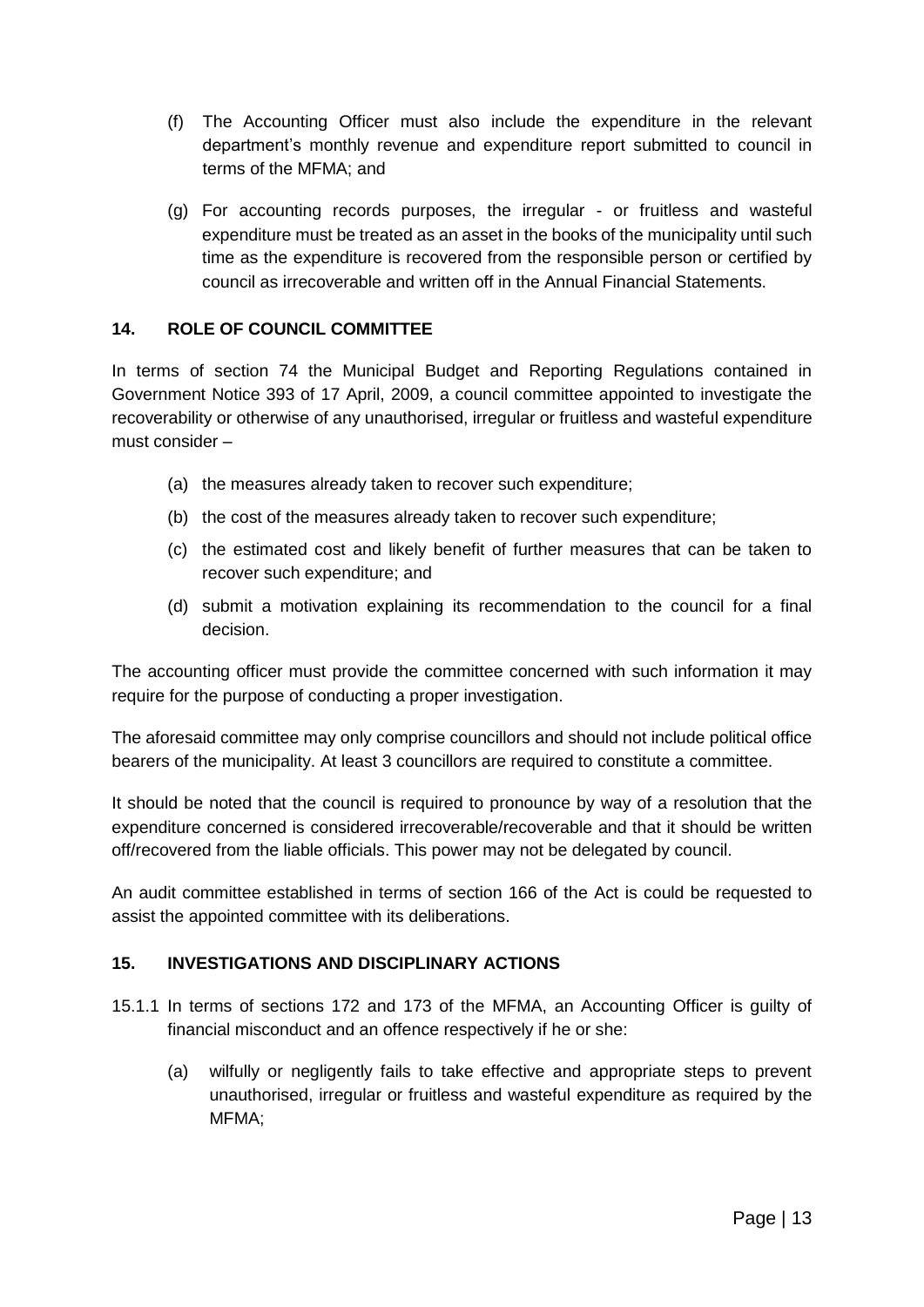(f) The Accounting Officer must also include the expenditure in the relevant department's monthly revenue and expenditure report submitted to council in terms of the MFMA; and

(g) For accounting records purposes, the irregular - or fruitless and wasteful expenditure must be treated as an asset in the books of the municipality until such time as the expenditure is recovered from the responsible person or certified by council as irrecoverable and written off in the Annual Financial Statements.

## 14. ROLE OF COUNCIL COMMITTEE

In terms of section 74 the Municipal Budget and Reporting Regulations contained in Government Notice 393 of 17 April, 2009, a council committee appointed to investigate the recoverability or otherwise of any unauthorised, irregular or fruitless and wasteful expenditure must consider –

(a) the measures already taken to recover such expenditure;

(b) the cost of the measures already taken to recover such expenditure;

(c) the estimated cost and likely benefit of further measures that can be taken to recover such expenditure; and

(d) submit a motivation explaining its recommendation to the council for a final decision.

The accounting officer must provide the committee concerned with such information it may require for the purpose of conducting a proper investigation.

The aforesaid committee may only comprise councillors and should not include political office bearers of the municipality. At least 3 councillors are required to constitute a committee.

It should be noted that the council is required to pronounce by way of a resolution that the expenditure concerned is considered irrecoverable/recoverable and that it should be written off/recovered from the liable officials. This power may not be delegated by council.

An audit committee established in terms of section 166 of the Act is could be requested to assist the appointed committee with its deliberations.

## 15. INVESTIGATIONS AND DISCIPLINARY ACTIONS

15.1.1 In terms of sections 172 and 173 of the MFMA, an Accounting Officer is guilty of financial misconduct and an offence respectively if he or she:

(a) wilfully or negligently fails to take effective and appropriate steps to prevent unauthorised, irregular or fruitless and wasteful expenditure as required by the MFMA;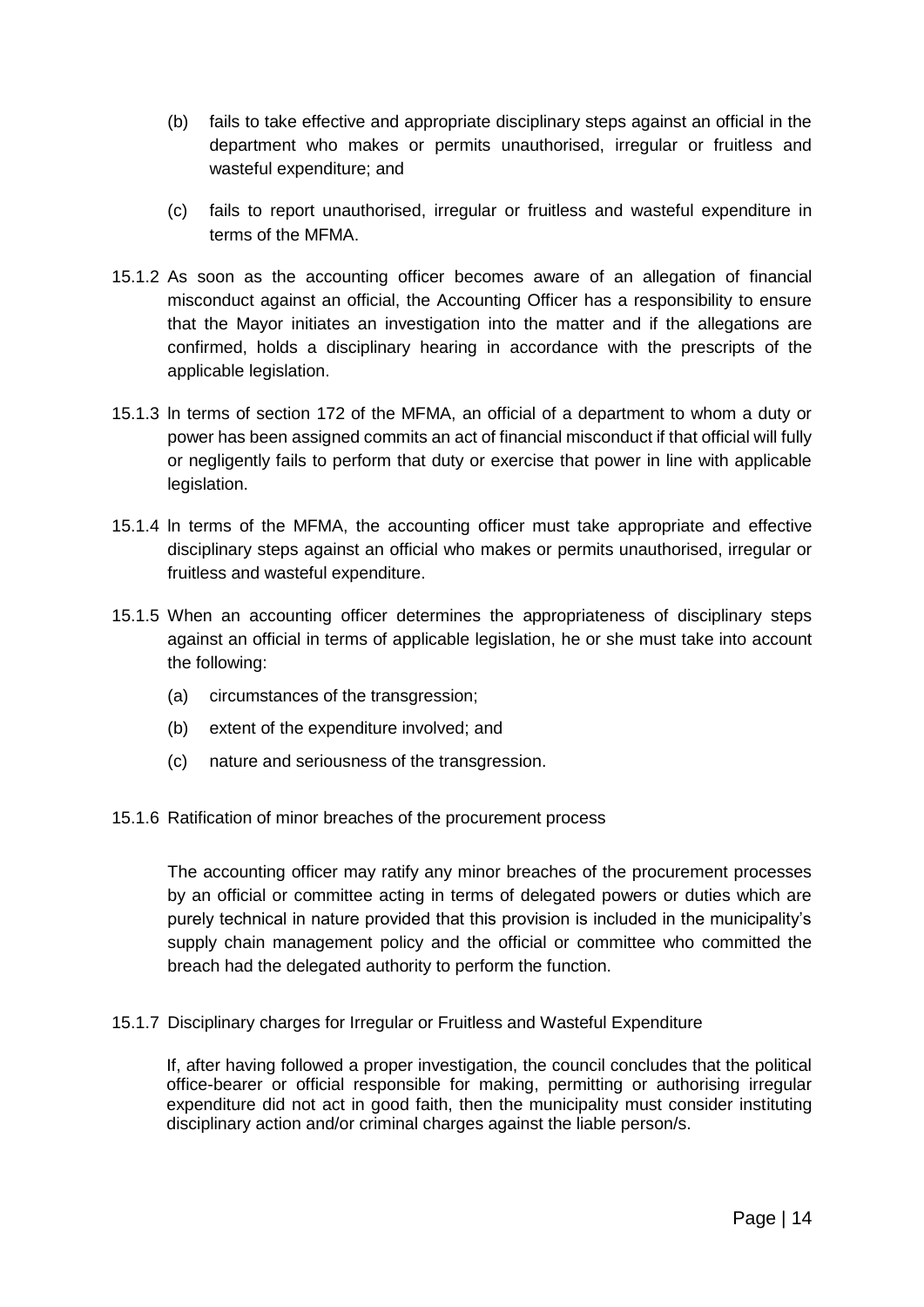(b) fails to take effective and appropriate disciplinary steps against an official in the department who makes or permits unauthorised, irregular or fruitless and wasteful expenditure; and

(c) fails to report unauthorised, irregular or fruitless and wasteful expenditure in terms of the MFMA.

15.1.2 As soon as the accounting officer becomes aware of an allegation of financial misconduct against an official, the Accounting Officer has a responsibility to ensure that the Mayor initiates an investigation into the matter and if the allegations are confirmed, holds a disciplinary hearing in accordance with the prescripts of the applicable legislation.

15.1.3 ln terms of section 172 of the MFMA, an official of a department to whom a duty or power has been assigned commits an act of financial misconduct if that official will fully or negligently fails to perform that duty or exercise that power in line with applicable legislation.

15.1.4 ln terms of the MFMA, the accounting officer must take appropriate and effective disciplinary steps against an official who makes or permits unauthorised, irregular or fruitless and wasteful expenditure.

15.1.5 When an accounting officer determines the appropriateness of disciplinary steps against an official in terms of applicable legislation, he or she must take into account the following:

(a) circumstances of the transgression;

(b) extent of the expenditure involved; and

(c) nature and seriousness of the transgression.

15.1.6 Ratification of minor breaches of the procurement process

The accounting officer may ratify any minor breaches of the procurement processes by an official or committee acting in terms of delegated powers or duties which are purely technical in nature provided that this provision is included in the municipality's supply chain management policy and the official or committee who committed the breach had the delegated authority to perform the function.

15.1.7 Disciplinary charges for Irregular or Fruitless and Wasteful Expenditure

If, after having followed a proper investigation, the council concludes that the political office-bearer or official responsible for making, permitting or authorising irregular expenditure did not act in good faith, then the municipality must consider instituting disciplinary action and/or criminal charges against the liable person/s.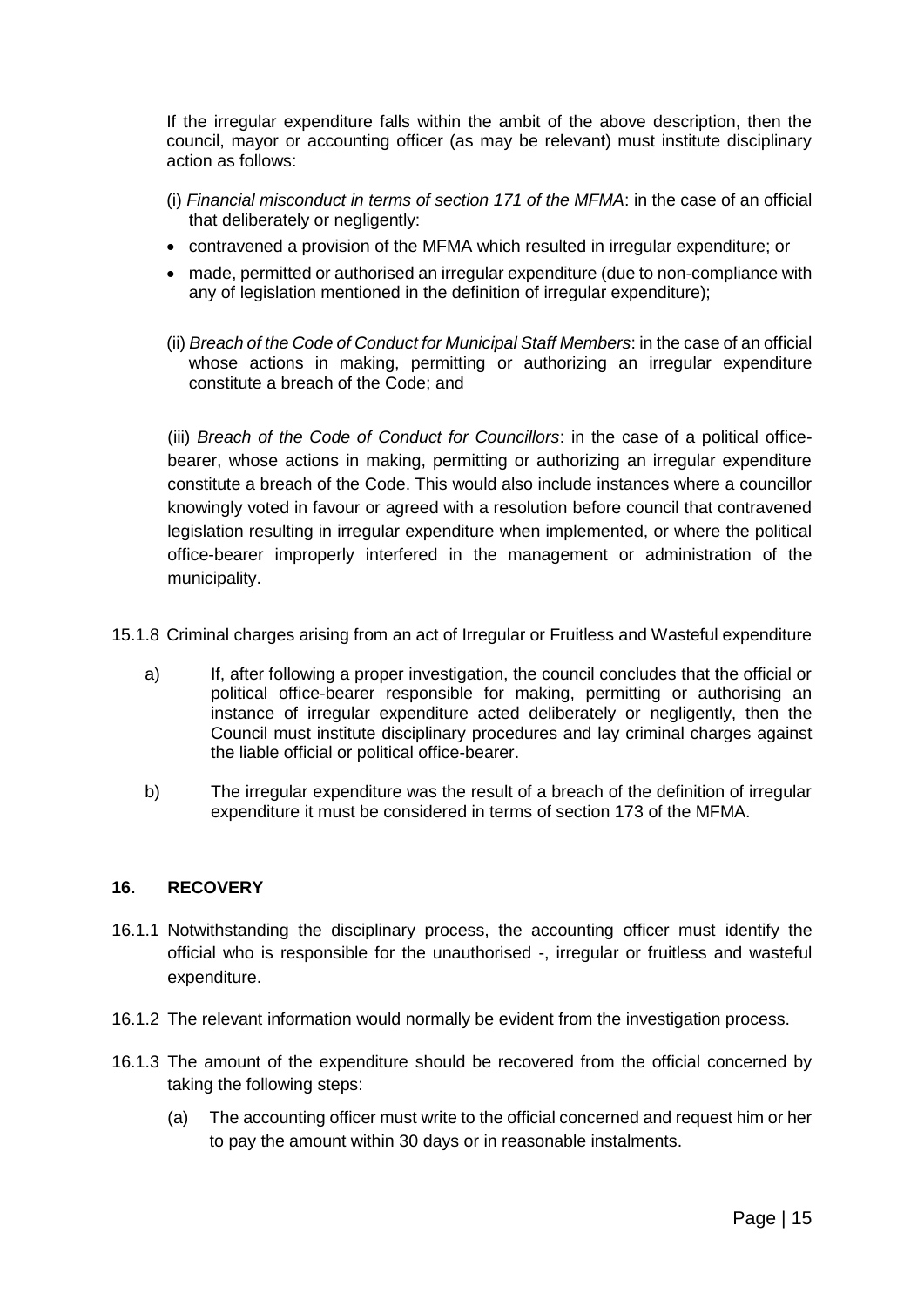If the irregular expenditure falls within the ambit of the above description, then the council, mayor or accounting officer (as may be relevant) must institute disciplinary action as follows:

(i) *Financial misconduct in terms of section 171 of the MFMA*: in the case of an official that deliberately or negligently:

- contravened a provision of the MFMA which resulted in irregular expenditure; or
- made, permitted or authorised an irregular expenditure (due to non-compliance with any of legislation mentioned in the definition of irregular expenditure);

(ii) *Breach of the Code of Conduct for Municipal Staff Members*: in the case of an official whose actions in making, permitting or authorizing an irregular expenditure constitute a breach of the Code; and

(iii) *Breach of the Code of Conduct for Councillors*: in the case of a political office-bearer, whose actions in making, permitting or authorizing an irregular expenditure constitute a breach of the Code. This would also include instances where a councillor knowingly voted in favour or agreed with a resolution before council that contravened legislation resulting in irregular expenditure when implemented, or where the political office-bearer improperly interfered in the management or administration of the municipality.

15.1.8 Criminal charges arising from an act of Irregular or Fruitless and Wasteful expenditure

a) If, after following a proper investigation, the council concludes that the official or political office-bearer responsible for making, permitting or authorising an instance of irregular expenditure acted deliberately or negligently, then the Council must institute disciplinary procedures and lay criminal charges against the liable official or political office-bearer.

b) The irregular expenditure was the result of a breach of the definition of irregular expenditure it must be considered in terms of section 173 of the MFMA.

## 16. RECOVERY

16.1.1 Notwithstanding the disciplinary process, the accounting officer must identify the official who is responsible for the unauthorised -, irregular or fruitless and wasteful expenditure.

16.1.2 The relevant information would normally be evident from the investigation process.

16.1.3 The amount of the expenditure should be recovered from the official concerned by taking the following steps:

(a) The accounting officer must write to the official concerned and request him or her to pay the amount within 30 days or in reasonable instalments.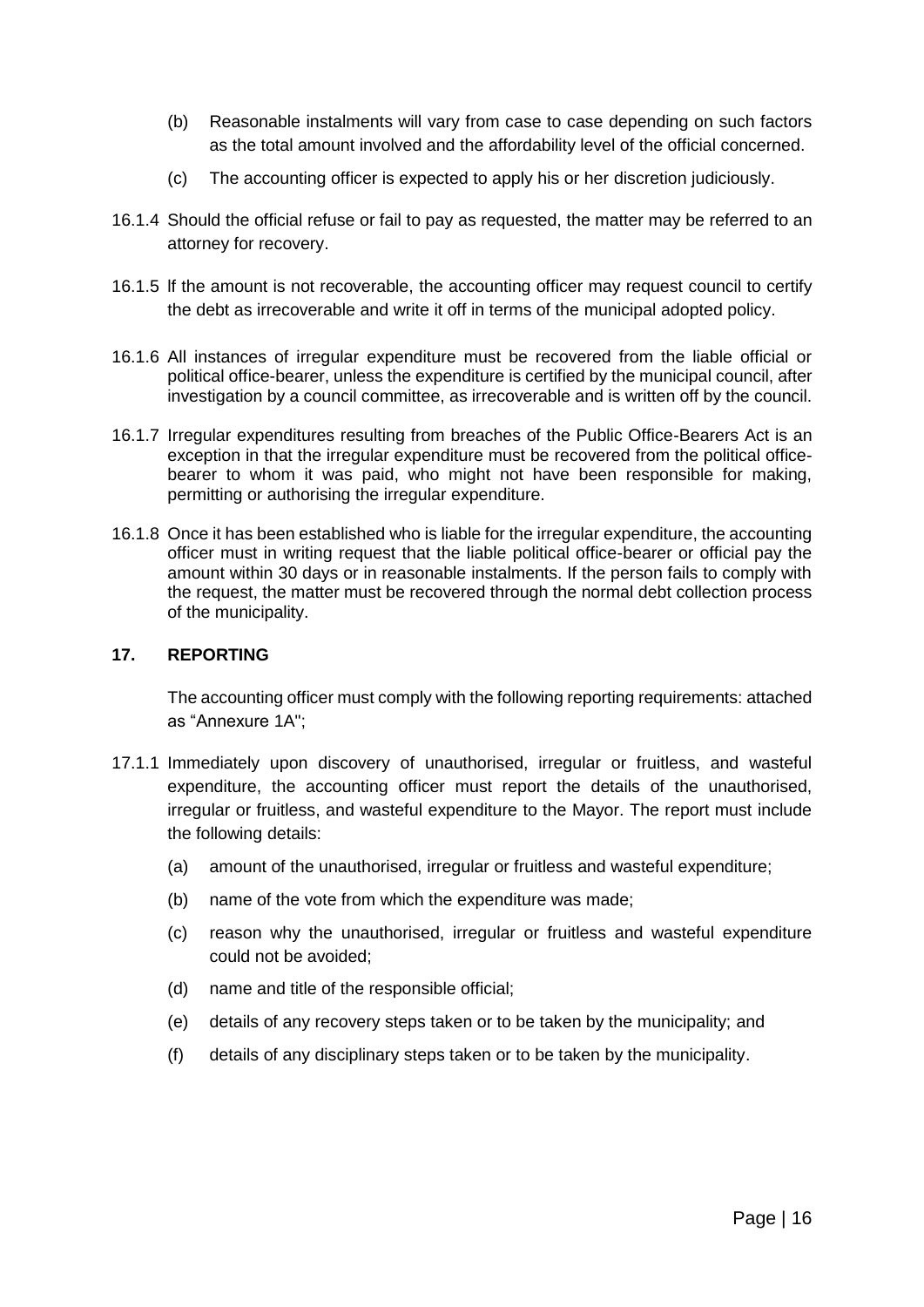(b) Reasonable instalments will vary from case to case depending on such factors as the total amount involved and the affordability level of the official concerned.

(c) The accounting officer is expected to apply his or her discretion judiciously.

16.1.4 Should the official refuse or fail to pay as requested, the matter may be referred to an attorney for recovery.

16.1.5 If the amount is not recoverable, the accounting officer may request council to certify the debt as irrecoverable and write it off in terms of the municipal adopted policy.

16.1.6 All instances of irregular expenditure must be recovered from the liable official or political office-bearer, unless the expenditure is certified by the municipal council, after investigation by a council committee, as irrecoverable and is written off by the council.

16.1.7 Irregular expenditures resulting from breaches of the Public Office-Bearers Act is an exception in that the irregular expenditure must be recovered from the political office-bearer to whom it was paid, who might not have been responsible for making, permitting or authorising the irregular expenditure.

16.1.8 Once it has been established who is liable for the irregular expenditure, the accounting officer must in writing request that the liable political office-bearer or official pay the amount within 30 days or in reasonable instalments. If the person fails to comply with the request, the matter must be recovered through the normal debt collection process of the municipality.

## 17. REPORTING

The accounting officer must comply with the following reporting requirements: attached as "Annexure 1A";

17.1.1 Immediately upon discovery of unauthorised, irregular or fruitless, and wasteful expenditure, the accounting officer must report the details of the unauthorised, irregular or fruitless, and wasteful expenditure to the Mayor. The report must include the following details:

(a) amount of the unauthorised, irregular or fruitless and wasteful expenditure;

(b) name of the vote from which the expenditure was made;

(c) reason why the unauthorised, irregular or fruitless and wasteful expenditure could not be avoided;

(d) name and title of the responsible official;

(e) details of any recovery steps taken or to be taken by the municipality; and

(f) details of any disciplinary steps taken or to be taken by the municipality.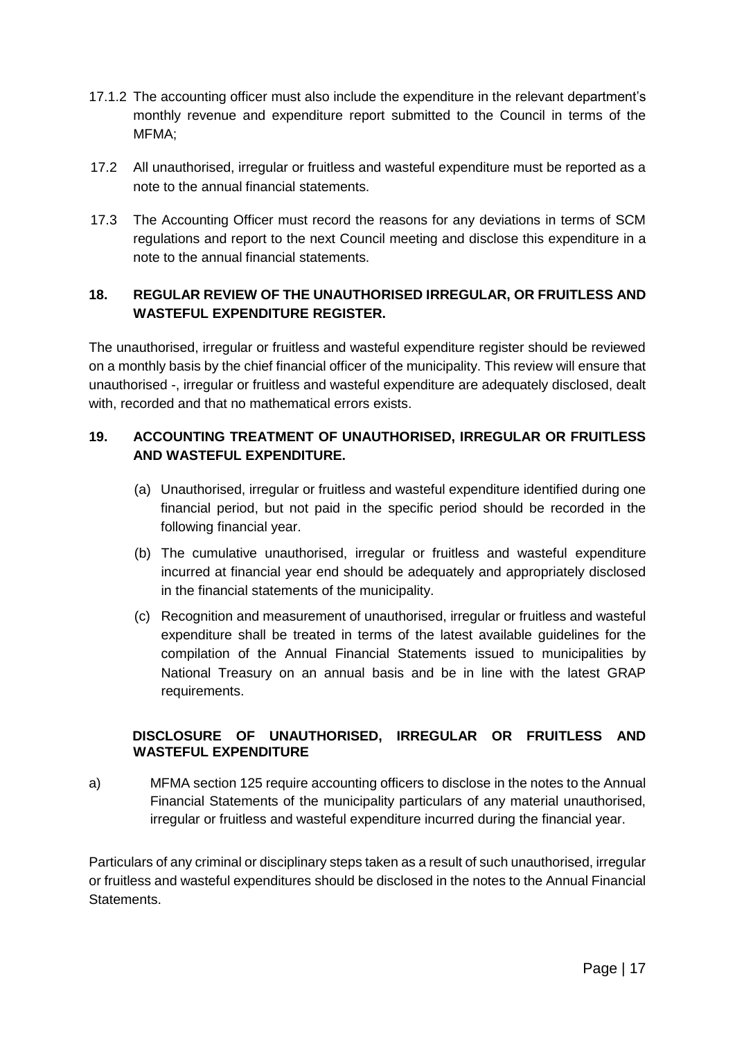17.1.2 The accounting officer must also include the expenditure in the relevant department's monthly revenue and expenditure report submitted to the Council in terms of the MFMA;

17.2 All unauthorised, irregular or fruitless and wasteful expenditure must be reported as a note to the annual financial statements.

17.3 The Accounting Officer must record the reasons for any deviations in terms of SCM regulations and report to the next Council meeting and disclose this expenditure in a note to the annual financial statements.

## 18. REGULAR REVIEW OF THE UNAUTHORISED IRREGULAR, OR FRUITLESS AND WASTEFUL EXPENDITURE REGISTER.

The unauthorised, irregular or fruitless and wasteful expenditure register should be reviewed on a monthly basis by the chief financial officer of the municipality. This review will ensure that unauthorised -, irregular or fruitless and wasteful expenditure are adequately disclosed, dealt with, recorded and that no mathematical errors exists.

## 19. ACCOUNTING TREATMENT OF UNAUTHORISED, IRREGULAR OR FRUITLESS AND WASTEFUL EXPENDITURE.

(a) Unauthorised, irregular or fruitless and wasteful expenditure identified during one financial period, but not paid in the specific period should be recorded in the following financial year.

(b) The cumulative unauthorised, irregular or fruitless and wasteful expenditure incurred at financial year end should be adequately and appropriately disclosed in the financial statements of the municipality.

(c) Recognition and measurement of unauthorised, irregular or fruitless and wasteful expenditure shall be treated in terms of the latest available guidelines for the compilation of the Annual Financial Statements issued to municipalities by National Treasury on an annual basis and be in line with the latest GRAP requirements.

## DISCLOSURE OF UNAUTHORISED, IRREGULAR OR FRUITLESS AND WASTEFUL EXPENDITURE

a) MFMA section 125 require accounting officers to disclose in the notes to the Annual Financial Statements of the municipality particulars of any material unauthorised, irregular or fruitless and wasteful expenditure incurred during the financial year.

Particulars of any criminal or disciplinary steps taken as a result of such unauthorised, irregular or fruitless and wasteful expenditures should be disclosed in the notes to the Annual Financial Statements.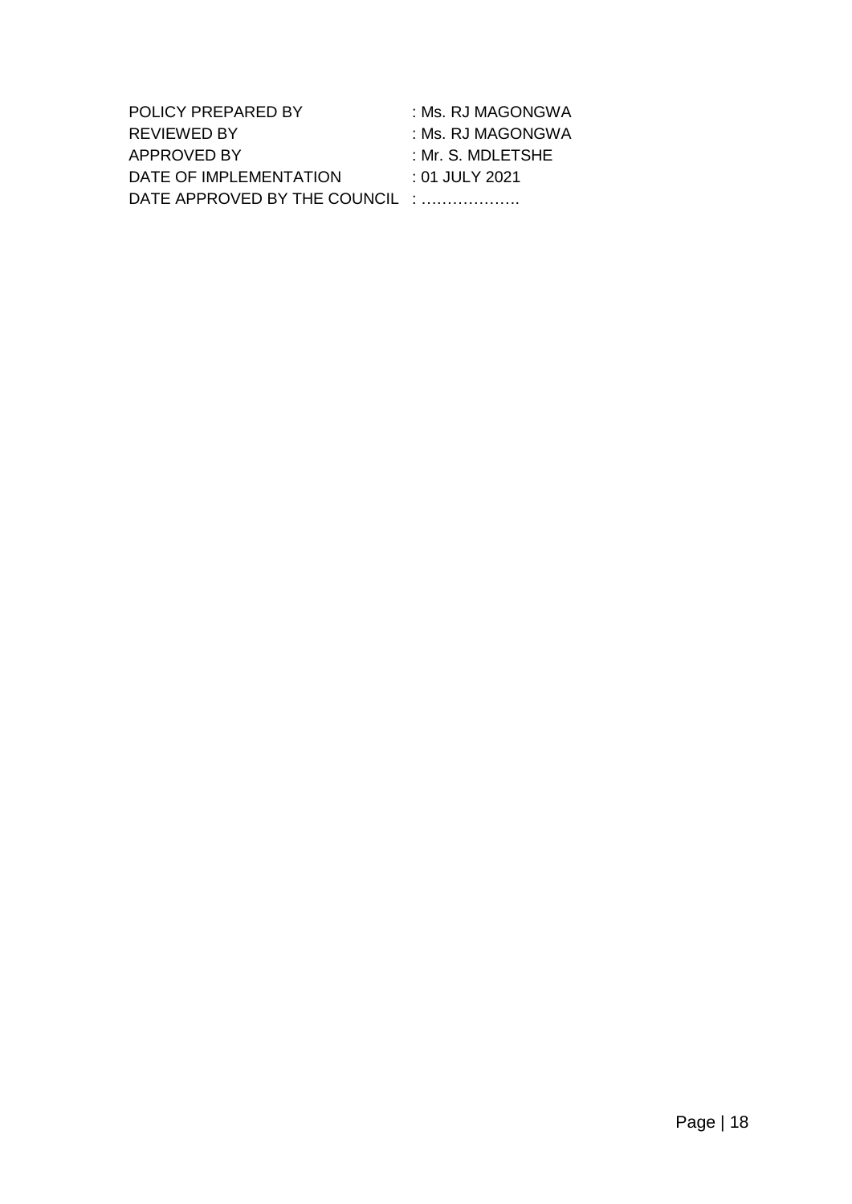POLICY PREPARED BY : Ms. RJ MAGONGWA
REVIEWED BY : Ms. RJ MAGONGWA
APPROVED BY : Mr. S. MDLETSHE
DATE OF IMPLEMENTATION : 01 JULY 2021
DATE APPROVED BY THE COUNCIL : ……………….